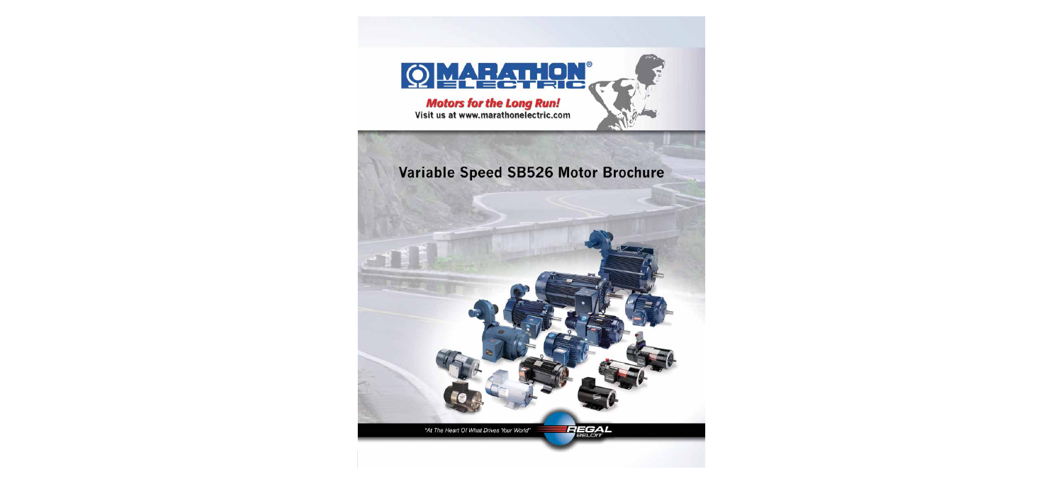MARATHON® ELECTRIC

*Motors for the Long Run!*

Visit us at www.marathonelectric.com

# Variable Speed SB526 Motor Brochure

"At The Heart Of What Drives Your World"

REGAL BELOIT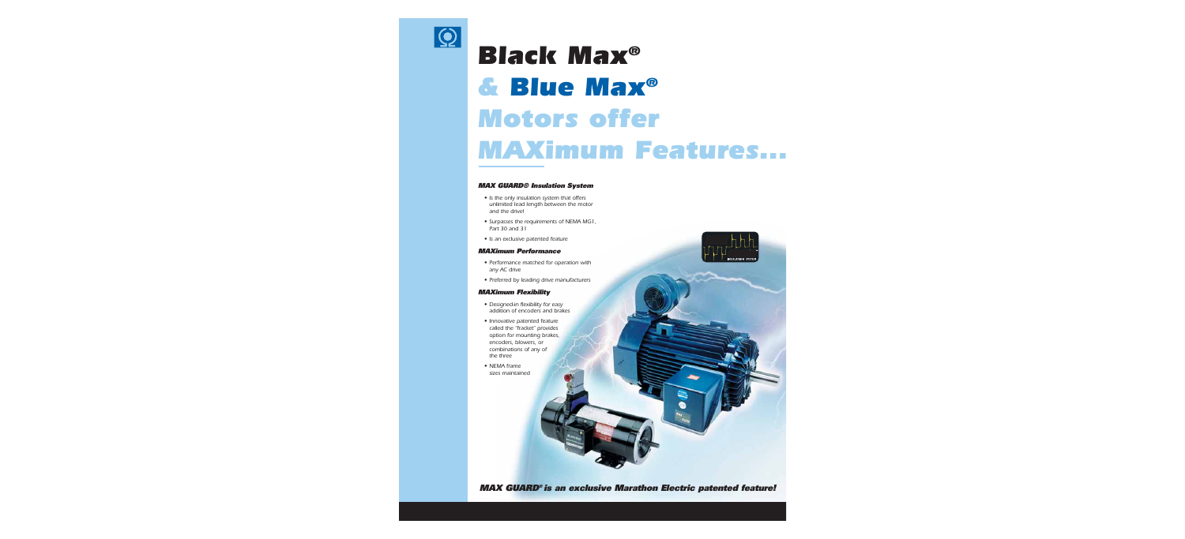# Black Max® & Blue Max® Motors offer MAXimum Features...

### *MAX GUARD® Insulation System*

- *Is the only insulation system that offers unlimited lead length between the motor and the drive!*
- *Surpasses the requirements of NEMA MG1, Part 30 and 31*
- *Is an exclusive patented feature*

### *MAXimum Performance*

- *Performance matched for operation with any AC drive*
- *Preferred by leading drive manufacturers*

### *MAXimum Flexibility*

- *Designed-in flexibility for easy addition of encoders and brakes*
- *Innovative patented feature called the "fracket" provides option for mounting brakes, encoders, blowers, or combinations of any of the three*
- *NEMA frame sizes maintained*

***MAX GUARD® is an exclusive Marathon Electric patented feature!***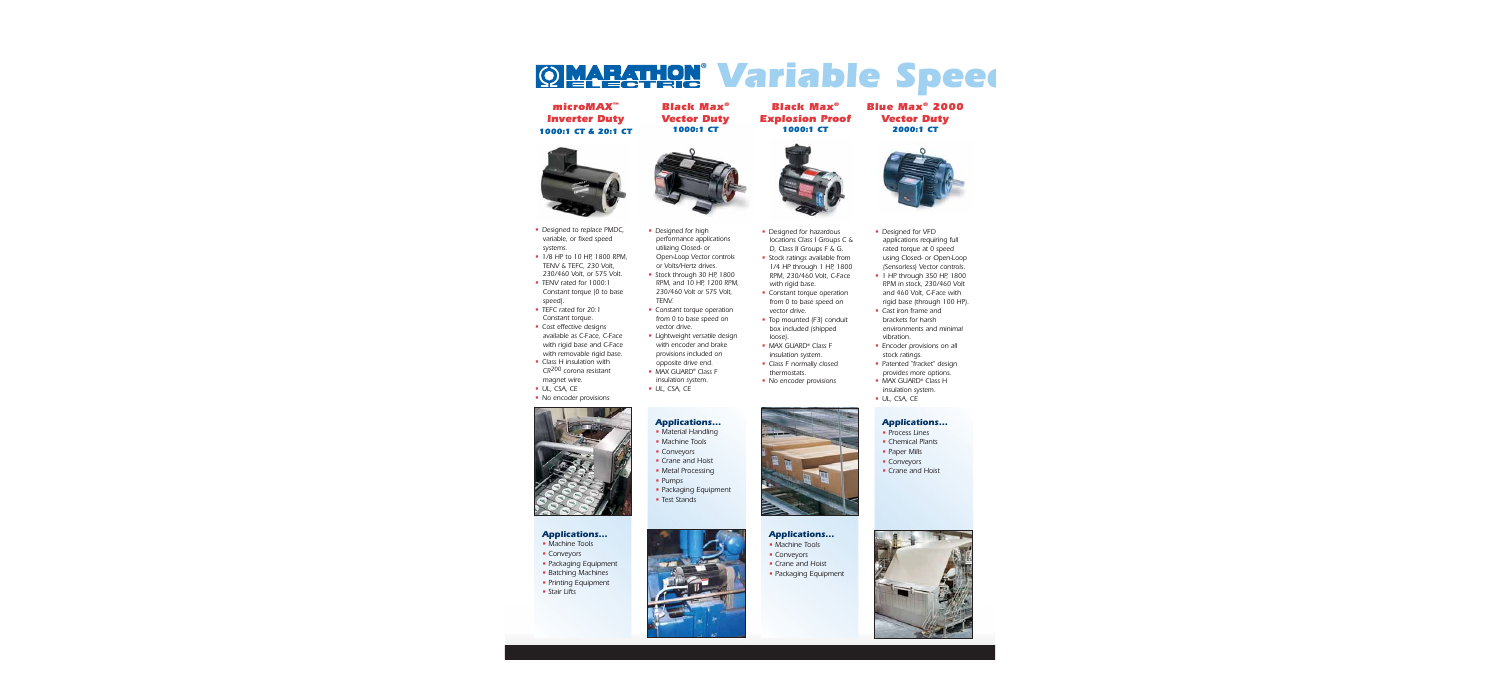# MARATHON ELECTRIC Variable Speed

## microMAX™ Inverter Duty
### 1000:1 CT & 20:1 CT

- Designed to replace PMDC, variable, or fixed speed systems.
- 1/8 HP to 10 HP, 1800 RPM, TENV & TEFC, 230 Volt, 230/460 Volt, or 575 Volt.
- TENV rated for 1000:1 Constant torque (0 to base speed).
- TEFC rated for 20:1 Constant torque.
- Cost effective designs available as C-Face, C-Face with rigid base and C-Face with removable rigid base.
- Class H insulation with CR[200] corona resistant magnet wire.
- UL, CSA, CE
- No encoder provisions

### Applications...

- Machine Tools
- Conveyors
- Packaging Equipment
- Batching Machines
- Printing Equipment
- Stair Lifts

## Black Max® Vector Duty
### 1000:1 CT

- Designed for high performance applications utilizing Closed- or Open-Loop Vector controls or Volts/Hertz drives.
- Stock through 30 HP, 1800 RPM, and 10 HP, 1200 RPM, 230/460 Volt or 575 Volt, TENV.
- Constant torque operation from 0 to base speed on vector drive.
- Lightweight versatile design with encoder and brake provisions included on opposite drive end.
- MAX GUARD® Class F insulation system.
- UL, CSA, CE

### Applications...

- Material Handling
- Machine Tools
- Conveyors
- Crane and Hoist
- Metal Processing
- Pumps
- Packaging Equipment
- Test Stands

## Black Max® Explosion Proof
### 1000:1 CT

- Designed for hazardous locations Class I Groups C & D, Class II Groups F & G.
- Stock ratings available from 1/4 HP through 1 HP, 1800 RPM, 230/460 Volt, C-Face with rigid base.
- Constant torque operation from 0 to base speed on vector drive.
- Top mounted (F3) conduit box included (shipped loose).
- MAX GUARD® Class F insulation system.
- Class F normally closed thermostats.
- No encoder provisions

### Applications...

- Machine Tools
- Conveyors
- Crane and Hoist
- Packaging Equipment

## Blue Max® 2000 Vector Duty
### 2000:1 CT

- Designed for VFD applications requiring full rated torque at 0 speed using Closed- or Open-Loop (Sensorless) Vector controls.
- 1 HP through 350 HP, 1800 RPM in stock, 230/460 Volt and 460 Volt, C-Face with rigid base (through 100 HP).
- Cast iron frame and brackets for harsh environments and minimal vibration.
- Encoder provisions on all stock ratings.
- Patented "fracket" design provides more options.
- MAX GUARD® Class H insulation system.
- UL, CSA, CE

### Applications...

- Process Lines
- Chemical Plants
- Paper Mills
- Conveyors
- Crane and Hoist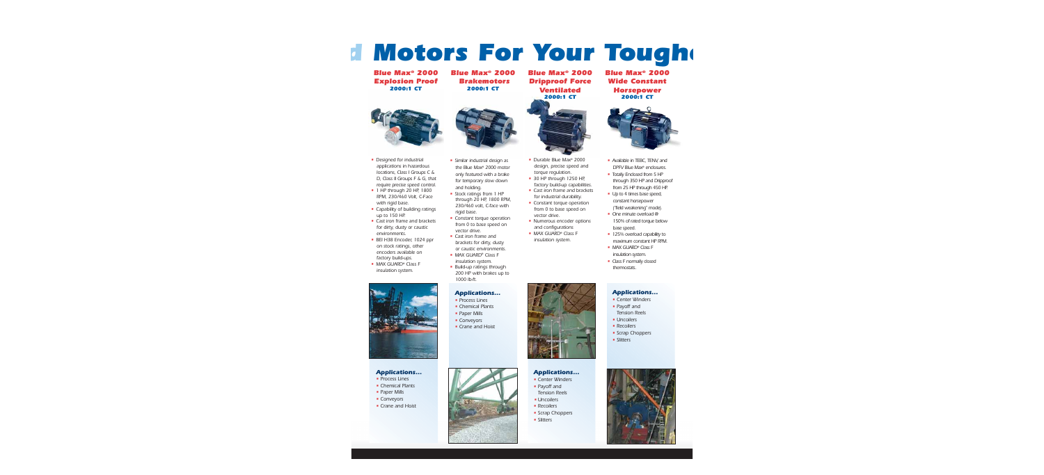# d Motors For Your Tough

## Blue Max® 2000 Explosion Proof

**2000:1 CT**

- Designed for industrial applications in hazardous locations, Class I Groups C & D, Class II Groups F & G, that require precise speed control.
- 1 HP through 20 HP, 1800 RPM, 230/460 Volt, C-Face with rigid base.
- Capability of building ratings up to 150 HP.
- Cast iron frame and brackets for dirty, dusty or caustic environments.
- BEI H38 Encoder, 1024 ppr on stock ratings, other encoders available on factory build-ups.
- MAX GUARD® Class F insulation system.

### Applications...

- Process Lines
- Chemical Plants
- Paper Mills
- Conveyors
- Crane and Hoist

## Blue Max® 2000 Brakemotors

**2000:1 CT**

- Similar industrial design as the Blue Max® 2000 motor only featured with a brake for temporary slow down and holding.
- Stock ratings from 1 HP through 20 HP, 1800 RPM, 230/460 volt, C-face with rigid base.
- Constant torque operation from 0 to base speed on vector drive.
- Cast iron frame and brackets for dirty, dusty or caustic environments.
- MAX GUARD® Class F insulation system.
- Build-up ratings through 200 HP with brakes up to 1000 lb-ft.

### Applications...

- Process Lines
- Chemical Plants
- Paper Mills
- Conveyors
- Crane and Hoist

## Blue Max® 2000 Dripproof Force Ventilated

**2000:1 CT**

- Durable Blue Max® 2000 design, precise speed and torque regulation.
- 30 HP through 1250 HP, factory build-up capabilities.
- Cast iron frame and brackets for industrial durability.
- Constant torque operation from 0 to base speed on vector drive.
- Numerous encoder options and configurations.
- MAX GUARD® Class F insulation system.

### Applications...

- Center Winders
- Payoff and Tension Reels
- Uncoilers
- Recoilers
- Scrap Choppers
- Slitters

## Blue Max® 2000 Wide Constant Horsepower

**2000:1 CT**

- Available in TEBC, TENV, and DPFV Blue Max® enclosures.
- Totally Enclosed from 5 HP through 350 HP and Dripproof from 25 HP through 450 HP.
- Up to 4 times base speed, constant horsepower ("field weakening" mode).
- One minute overload @ 150% of rated torque below base speed.
- 125% overload capability to maximum constant HP RPM.
- MAX GUARD® Class F insulation system.
- Class F normally closed thermostats.

### Applications...

- Center Winders
- Payoff and Tension Reels
- Uncoilers
- Recoilers
- Scrap Choppers
- Slitters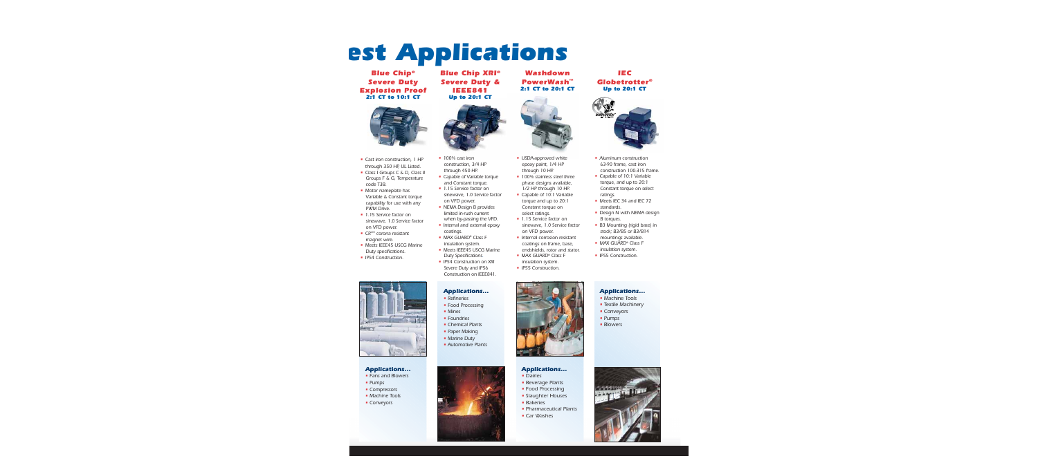# est Applications

## Blue Chip® Severe Duty Explosion Proof
### 2:1 CT to 10:1 CT

- Cast iron construction, 1 HP through 350 HP. UL Listed.
- Class I Groups C & D, Class II Groups F & G, Temperature code T3B.
- Motor nameplate has Variable & Constant torque capability for use with any PWM Drive.
- 1.15 Service factor on sinewave, 1.0 Service factor on VFD power.
- CR™ corona resistant magnet wire.
- Meets IEEE45 USCG Marine Duty specifications.
- IP54 Construction.

### Applications...

- Fans and Blowers
- Pumps
- Compressors
- Machine Tools
- Conveyors

## Blue Chip XRI® Severe Duty & IEEE841
### Up to 20:1 CT

- 100% cast iron construction, 3/4 HP through 450 HP.
- Capable of Variable torque and Constant torque.
- 1.15 Service factor on sinewave, 1.0 Service factor on VFD power.
- NEMA Design B provides limited in-rush current when by-passing the VFD.
- Internal and external epoxy coatings.
- MAX GUARD® Class F insulation system.
- Meets IEEE45 USCG Marine Duty Specifications.
- IP54 Construction on XRI Severe Duty and IP56 Construction on IEEE841.

### Applications...

- Refineries
- Food Processing
- Mines
- Foundries
- Chemical Plants
- Paper Making
- Marine Duty
- Automotive Plants

## Washdown PowerWash™
### 2:1 CT to 20:1 CT

- USDA-approved white epoxy paint, 1/4 HP through 10 HP.
- 100% stainless steel three phase designs available, 1/2 HP through 10 HP.
- Capable of 10:1 Variable torque and up to 20:1 Constant torque on select ratings.
- 1.15 Service factor on sinewave, 1.0 Service factor on VFD power.
- Internal corrosion resistant coatings on frame, base, endshields, rotor and stator.
- MAX GUARD® Class F insulation system.
- IP55 Construction.

### Applications...

- Dairies
- Beverage Plants
- Food Processing
- Slaughter Houses
- Bakeries
- Pharmaceutical Plants
- Car Washes

## IEC Globetrotter®
### Up to 20:1 CT

- Aluminum construction 63-90 frame, cast iron construction 100-315 frame.
- Capable of 10:1 Variable torque, and up to 20:1 Constant torque on select ratings.
- Meets IEC 34 and IEC 72 standards.
- Design N with NEMA design B torques.
- B3 Mounting (rigid base) in stock; B3/B5 or B3/B14 mountings available.
- MAX GUARD® Class F insulation system.
- IP55 Construction.

### Applications...

- Machine Tools
- Textile Machinery
- Conveyors
- Pumps
- Blowers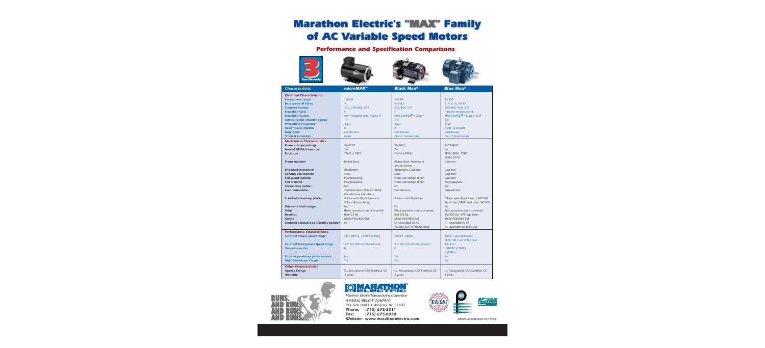# Marathon Electric's "MAX" Family of AC Variable Speed Motors

## *Performance and Specification Comparisons*

3 Year Warranty

| Characteristic | microMAX™ | Black Max® | Blue Max® |
|---|---|---|---|
| **Electrical Characteristics** | | | |
| Horsepower range | 1/4-10 | 1/4-30 | 1-1250 |
| Base speed (# Poles) | 4 | 4 and 6 | 2, 4, 6, 8, 10,12 |
| Standard Voltage | 230, 230/460, 575 | 230/460, 575 | 230/460, 460, 575 |
| Insulation Class | H | F | F (select models are H) |
| Insulation System | CR200 magnet wire / Class H | MAX GUARD® / Class F | MAX GUARD® / Class F or H |
| Service Factor (inverter power) | 1.0 | 1.0 | 1.0 |
| Phase/Base Frequency | 3/60 | 3/60 | 3/60 |
| Design Code (NEMA) | A | A | A ("B" as noted) |
| Duty Cycle | Continuous | Continuous | Continuous |
| Thermal protection | None | Class F thermostats | Class F thermostats |
| **Mechanical Characteristics** | | | |
| Frame size (mounting) | 56-215T | 56-286T | 143T-680S |
| Normal NEMA frame size | Yes | Yes | Yes |
| Enclosure | TENV & TEFC | TENV & EPNV | TENV, TEFC, TEBC, EPNV, DPFV |
| Frame material | Rolled Steel | Rolled Steel, Aluminum, and Cast Iron | Cast Iron |
| End bracket material | Aluminum | Aluminum, Cast Iron | Cast Iron |
| Conduit box material | Steel | Steel | Cast Iron |
| Fan guard material | Polypropylene | None (all ratings TENV) | Cast Iron |
| Fan material | Polypropylene | None (all ratings TENV) | Polypropylene |
| Severe Duty option | No | No | Yes |
| Lead termination | Terminal block (3 lead TENV) Conduit box (all others) | Conduit box | Conduit box |
| Standard mounting (stock) | C-Face with Rigid Base and C-Face Round Body | C-Face with Rigid Base | C-Face with Rigid Base (1-100 HP) Rigid base (TEFC and over 100 HP) |
| Drive end shaft slinger | No | No | Yes |
| Paint | Black (powder-coat or enamel) | Black (powder-coat or enamel) | Blue (powder-coat or enamel) |
| Bearings | Ball (C3 fit) | Ball (C3 fit) | Ball (C3 fit); 445T-up Roller |
| Grease | Mobil POLYREX EM | Mobil POLYREX EM | Mobil POLYREX EM |
| Standard conduit box assembly position | F3 | F1, reversible to F2 (except 56/140 frame steel) | F1, reversible to F2 (F3 available on buildup) |
| **Performance Characteristics** | | | |
| Constant Torque speed range | 20:1 (TEFC), 1000:1 (TENV) | 1000:1 (TENV) | 2000:1 (all enclosures) TEFC: 20:1 on V/H drives |
| Constant Horsepower speed range | 2:1 (90-120 Hz intermittent) | 2:1 (90-120 Hz intermittent) | 1.5:1-4:1 |
| Temperature rise | B | F | F (TENV & TEFC) B (TEBC) |
| Encoder provisions (stock motors) | No | Yes | Yes |
| High Breakdown Torque | Yes | Yes | Yes |
| **Other Characteristics** | | | |
| Agency listings | UL Recognized, CSA Certified, CE | UL Recognized, CSA Certified, CE | UL Recognized, CSA Certified, CE |
| Warranty | 3 years | 3 years | 3 years |

RUNS. AND RUNS. AND RUNS. AND RUNS.

MARATHON ELECTRIC

*Marathon Electric Manufacturing Corporation*
*A REGAL-BELOIT COMPANY*
*P.O. Box 8003 • Wausau, WI 54402*
**Phone: (715) 675-3311**
**Fax: (715) 675-8030**
**Website: www.marathonelectric.com**

*SB526-5750M/5M/2-07/TP/SK*